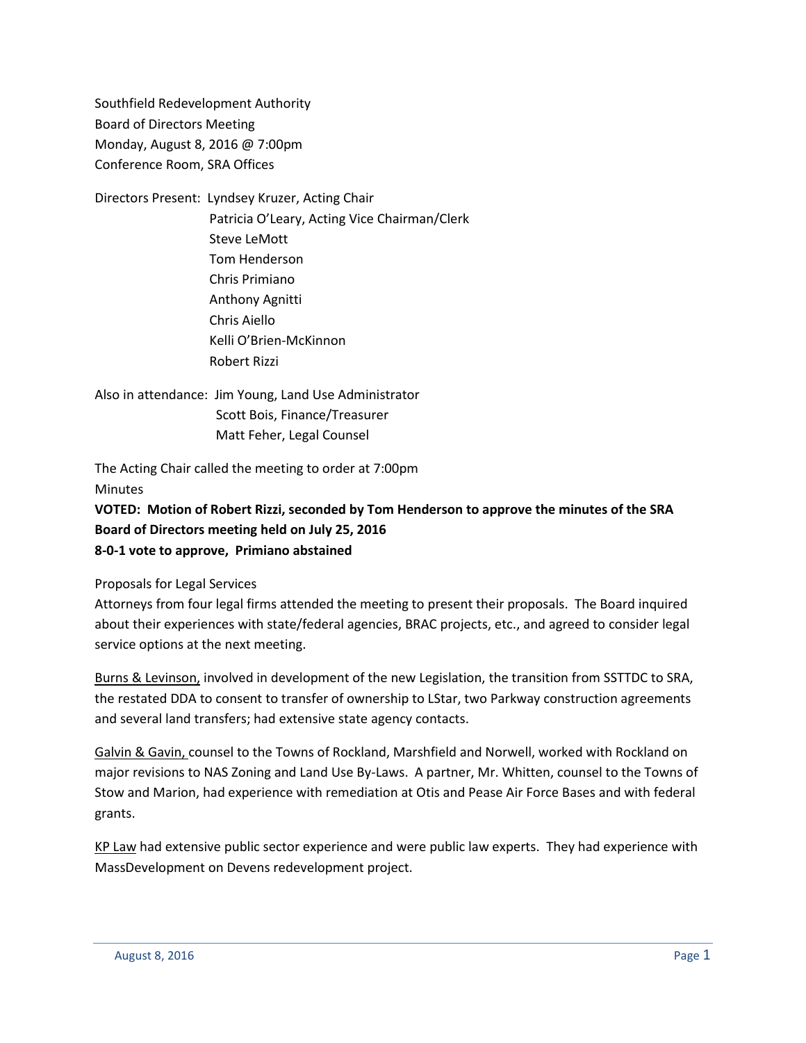Southfield Redevelopment Authority
Board of Directors Meeting
Monday, August 8, 2016 @ 7:00pm
Conference Room, SRA Offices

Directors Present: Lyndsey Kruzer, Acting Chair
Patricia O'Leary, Acting Vice Chairman/Clerk
Steve LeMott
Tom Henderson
Chris Primiano
Anthony Agnitti
Chris Aiello
Kelli O'Brien-McKinnon
Robert Rizzi

Also in attendance: Jim Young, Land Use Administrator
Scott Bois, Finance/Treasurer
Matt Feher, Legal Counsel

The Acting Chair called the meeting to order at 7:00pm

Minutes

**VOTED: Motion of Robert Rizzi, seconded by Tom Henderson to approve the minutes of the SRA Board of Directors meeting held on July 25, 2016**
**8-0-1 vote to approve, Primiano abstained**

Proposals for Legal Services

Attorneys from four legal firms attended the meeting to present their proposals. The Board inquired about their experiences with state/federal agencies, BRAC projects, etc., and agreed to consider legal service options at the next meeting.

Burns & Levinson, involved in development of the new Legislation, the transition from SSTTDC to SRA, the restated DDA to consent to transfer of ownership to LStar, two Parkway construction agreements and several land transfers; had extensive state agency contacts.

Galvin & Gavin, counsel to the Towns of Rockland, Marshfield and Norwell, worked with Rockland on major revisions to NAS Zoning and Land Use By-Laws. A partner, Mr. Whitten, counsel to the Towns of Stow and Marion, had experience with remediation at Otis and Pease Air Force Bases and with federal grants.

KP Law had extensive public sector experience and were public law experts. They had experience with MassDevelopment on Devens redevelopment project.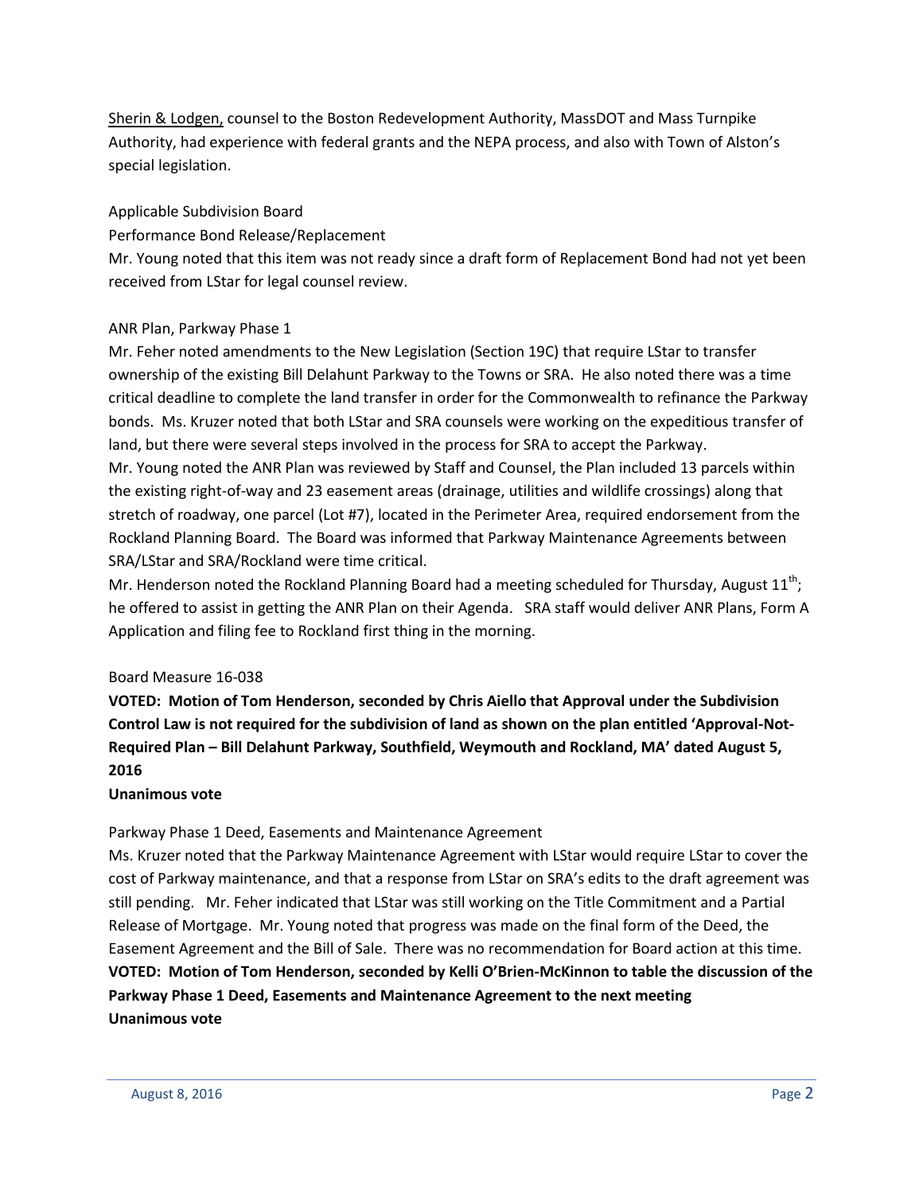Sherin & Lodgen, counsel to the Boston Redevelopment Authority, MassDOT and Mass Turnpike Authority, had experience with federal grants and the NEPA process, and also with Town of Alston's special legislation.

Applicable Subdivision Board

Performance Bond Release/Replacement

Mr. Young noted that this item was not ready since a draft form of Replacement Bond had not yet been received from LStar for legal counsel review.

ANR Plan, Parkway Phase 1

Mr. Feher noted amendments to the New Legislation (Section 19C) that require LStar to transfer ownership of the existing Bill Delahunt Parkway to the Towns or SRA. He also noted there was a time critical deadline to complete the land transfer in order for the Commonwealth to refinance the Parkway bonds. Ms. Kruzer noted that both LStar and SRA counsels were working on the expeditious transfer of land, but there were several steps involved in the process for SRA to accept the Parkway.

Mr. Young noted the ANR Plan was reviewed by Staff and Counsel, the Plan included 13 parcels within the existing right-of-way and 23 easement areas (drainage, utilities and wildlife crossings) along that stretch of roadway, one parcel (Lot #7), located in the Perimeter Area, required endorsement from the Rockland Planning Board. The Board was informed that Parkway Maintenance Agreements between SRA/LStar and SRA/Rockland were time critical.

Mr. Henderson noted the Rockland Planning Board had a meeting scheduled for Thursday, August 11th; he offered to assist in getting the ANR Plan on their Agenda. SRA staff would deliver ANR Plans, Form A Application and filing fee to Rockland first thing in the morning.

Board Measure 16-038

**VOTED: Motion of Tom Henderson, seconded by Chris Aiello that Approval under the Subdivision Control Law is not required for the subdivision of land as shown on the plan entitled 'Approval-Not-Required Plan – Bill Delahunt Parkway, Southfield, Weymouth and Rockland, MA' dated August 5, 2016**

**Unanimous vote**

Parkway Phase 1 Deed, Easements and Maintenance Agreement

Ms. Kruzer noted that the Parkway Maintenance Agreement with LStar would require LStar to cover the cost of Parkway maintenance, and that a response from LStar on SRA's edits to the draft agreement was still pending. Mr. Feher indicated that LStar was still working on the Title Commitment and a Partial Release of Mortgage. Mr. Young noted that progress was made on the final form of the Deed, the Easement Agreement and the Bill of Sale. There was no recommendation for Board action at this time.

**VOTED: Motion of Tom Henderson, seconded by Kelli O'Brien-McKinnon to table the discussion of the Parkway Phase 1 Deed, Easements and Maintenance Agreement to the next meeting**

**Unanimous vote**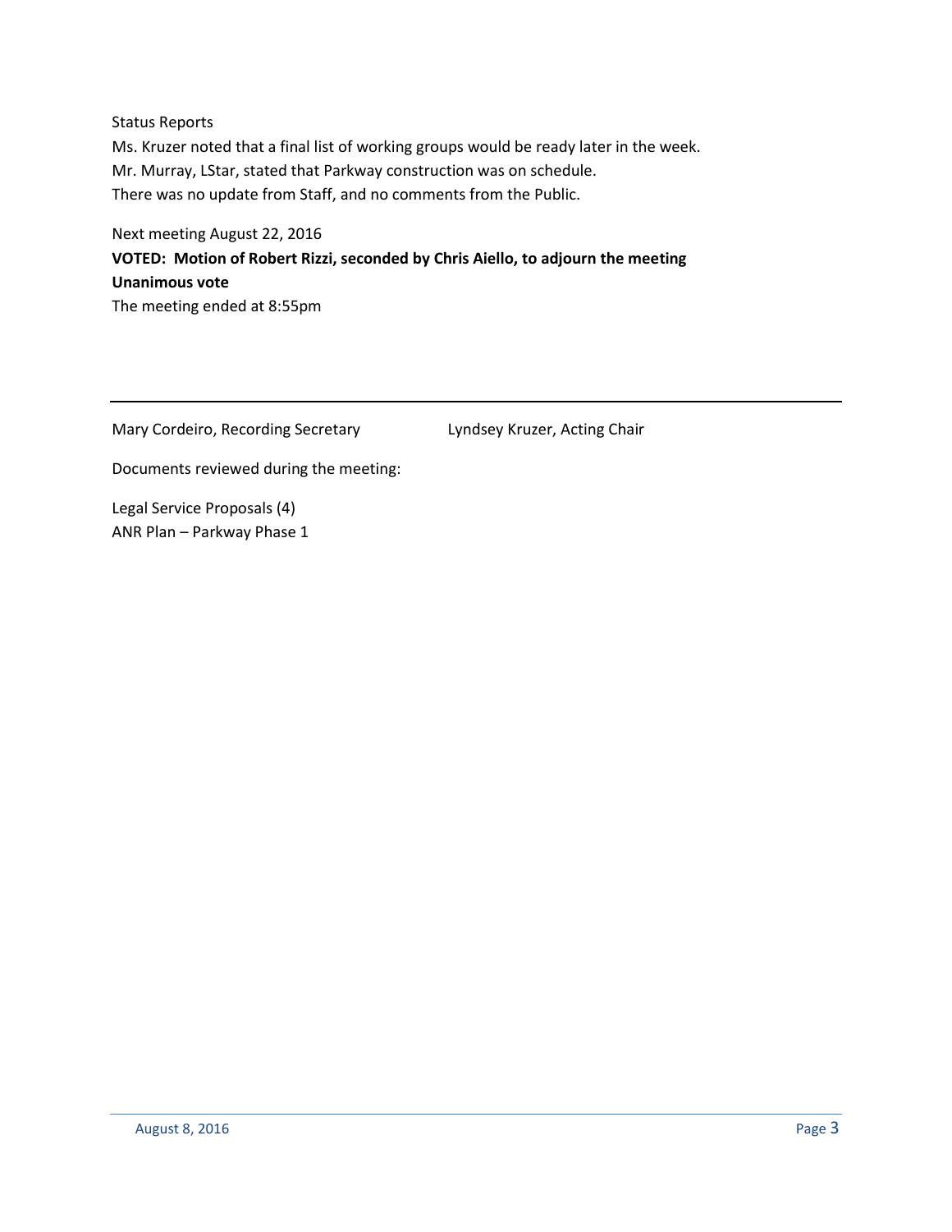Status Reports

Ms. Kruzer noted that a final list of working groups would be ready later in the week.
Mr. Murray, LStar, stated that Parkway construction was on schedule.
There was no update from Staff, and no comments from the Public.

Next meeting August 22, 2016

**VOTED: Motion of Robert Rizzi, seconded by Chris Aiello, to adjourn the meeting**
**Unanimous vote**

The meeting ended at 8:55pm

---

Mary Cordeiro, Recording Secretary    Lyndsey Kruzer, Acting Chair

Documents reviewed during the meeting:

Legal Service Proposals (4)
ANR Plan – Parkway Phase 1